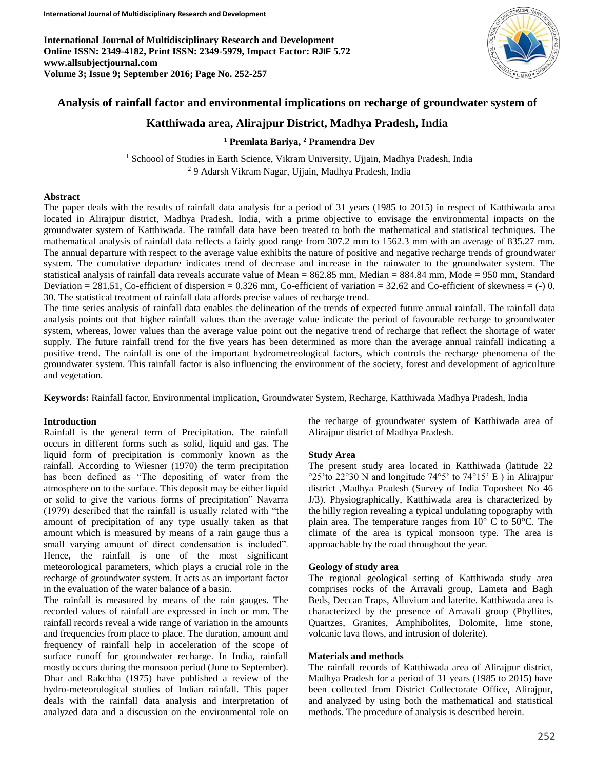# Analysis of rainfall factor and environmental implications on recharge of groundwater system of Katthiwada area, Alirajpur District, Madhya Pradesh, India

[1] Premlata Bariya, [2] Pramendra Dev

[1] Schoool of Studies in Earth Science, Vikram University, Ujjain, Madhya Pradesh, India
[2] 9 Adarsh Vikram Nagar, Ujjain, Madhya Pradesh, India

## Abstract

The paper deals with the results of rainfall data analysis for a period of 31 years (1985 to 2015) in respect of Katthiwada area located in Alirajpur district, Madhya Pradesh, India, with a prime objective to envisage the environmental impacts on the groundwater system of Katthiwada. The rainfall data have been treated to both the mathematical and statistical techniques. The mathematical analysis of rainfall data reflects a fairly good range from 307.2 mm to 1562.3 mm with an average of 835.27 mm. The annual departure with respect to the average value exhibits the nature of positive and negative recharge trends of groundwater system. The cumulative departure indicates trend of decrease and increase in the rainwater to the groundwater system. The statistical analysis of rainfall data reveals accurate value of Mean = 862.85 mm, Median = 884.84 mm, Mode = 950 mm, Standard Deviation = 281.51, Co-efficient of dispersion = 0.326 mm, Co-efficient of variation = 32.62 and Co-efficient of skewness = (-) 0. 30. The statistical treatment of rainfall data affords precise values of recharge trend.

The time series analysis of rainfall data enables the delineation of the trends of expected future annual rainfall. The rainfall data analysis points out that higher rainfall values than the average value indicate the period of favourable recharge to groundwater system, whereas, lower values than the average value point out the negative trend of recharge that reflect the shortage of water supply. The future rainfall trend for the five years has been determined as more than the average annual rainfall indicating a positive trend. The rainfall is one of the important hydrometreological factors, which controls the recharge phenomena of the groundwater system. This rainfall factor is also influencing the environment of the society, forest and development of agriculture and vegetation.

**Keywords:** Rainfall factor, Environmental implication, Groundwater System, Recharge, Katthiwada Madhya Pradesh, India

## Introduction

Rainfall is the general term of Precipitation. The rainfall occurs in different forms such as solid, liquid and gas. The liquid form of precipitation is commonly known as the rainfall. According to Wiesner (1970) the term precipitation has been defined as "The depositing of water from the atmosphere on to the surface. This deposit may be either liquid or solid to give the various forms of precipitation" Navarra (1979) described that the rainfall is usually related with "the amount of precipitation of any type usually taken as that amount which is measured by means of a rain gauge thus a small varying amount of direct condensation is included". Hence, the rainfall is one of the most significant meteorological parameters, which plays a crucial role in the recharge of groundwater system. It acts as an important factor in the evaluation of the water balance of a basin.

The rainfall is measured by means of the rain gauges. The recorded values of rainfall are expressed in inch or mm. The rainfall records reveal a wide range of variation in the amounts and frequencies from place to place. The duration, amount and frequency of rainfall help in acceleration of the scope of surface runoff for groundwater recharge. In India, rainfall mostly occurs during the monsoon period (June to September). Dhar and Rakchha (1975) have published a review of the hydro-meteorological studies of Indian rainfall. This paper deals with the rainfall data analysis and interpretation of analyzed data and a discussion on the environmental role on the recharge of groundwater system of Katthiwada area of Alirajpur district of Madhya Pradesh.

## Study Area

The present study area located in Katthiwada (latitude 22 °25'to 22°30 N and longitude 74°5' to 74°15' E ) in Alirajpur district ,Madhya Pradesh (Survey of India Toposheet No 46 J/3). Physiographically, Katthiwada area is characterized by the hilly region revealing a typical undulating topography with plain area. The temperature ranges from 10° C to 50°C. The climate of the area is typical monsoon type. The area is approachable by the road throughout the year.

## Geology of study area

The regional geological setting of Katthiwada study area comprises rocks of the Arravali group, Lameta and Bagh Beds, Deccan Traps, Alluvium and laterite. Katthiwada area is characterized by the presence of Arravali group (Phyllites, Quartzes, Granites, Amphibolites, Dolomite, lime stone, volcanic lava flows, and intrusion of dolerite).

## Materials and methods

The rainfall records of Katthiwada area of Alirajpur district, Madhya Pradesh for a period of 31 years (1985 to 2015) have been collected from District Collectorate Office, Alirajpur, and analyzed by using both the mathematical and statistical methods. The procedure of analysis is described herein.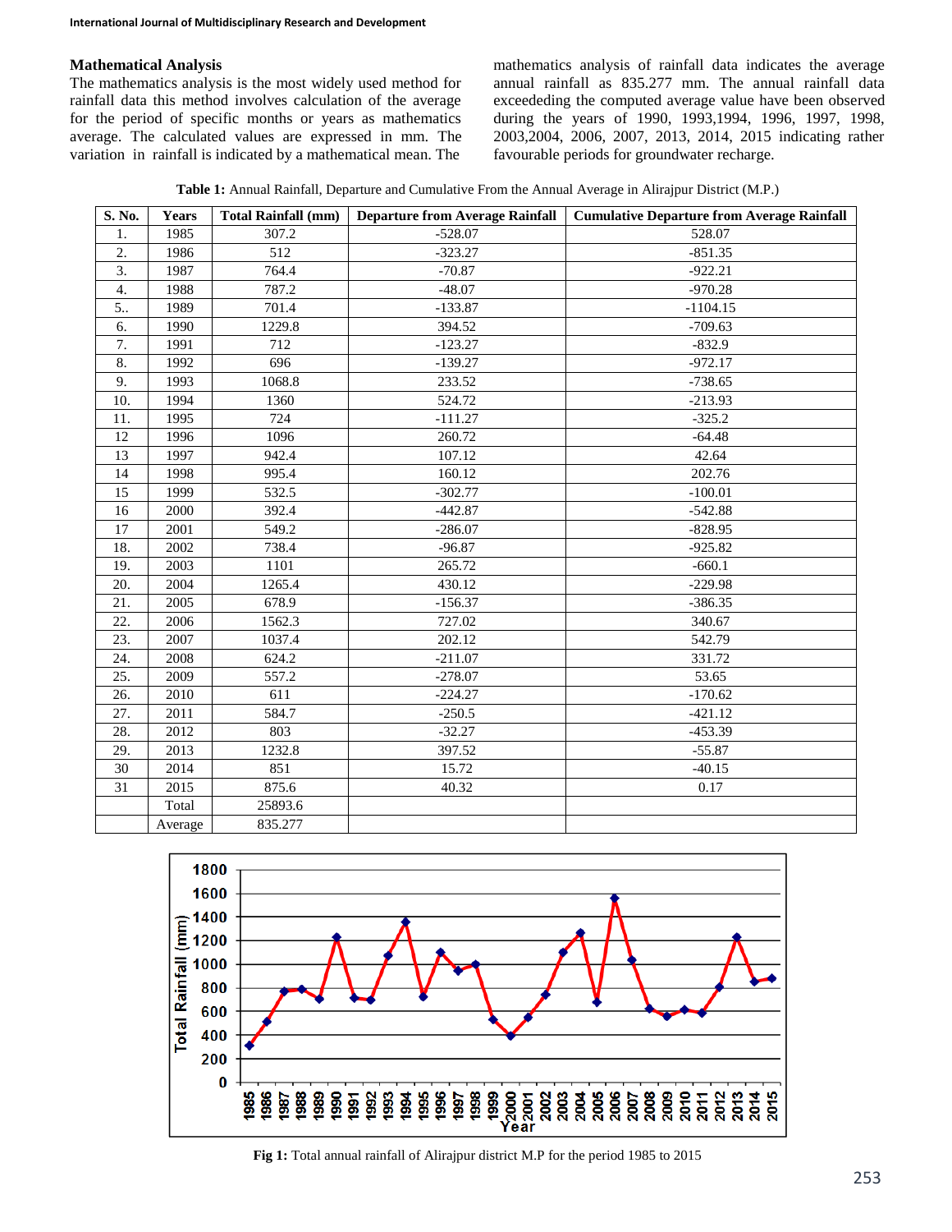### Mathematical Analysis

The mathematics analysis is the most widely used method for rainfall data this method involves calculation of the average for the period of specific months or years as mathematics average. The calculated values are expressed in mm. The variation in rainfall is indicated by a mathematical mean. The mathematics analysis of rainfall data indicates the average annual rainfall as 835.277 mm. The annual rainfall data exceededing the computed average value have been observed during the years of 1990, 1993,1994, 1996, 1997, 1998, 2003,2004, 2006, 2007, 2013, 2014, 2015 indicating rather favourable periods for groundwater recharge.

**Table 1:** Annual Rainfall, Departure and Cumulative From the Annual Average in Alirajpur District (M.P.)

| S. No. | Years | Total Rainfall (mm) | Departure from Average Rainfall | Cumulative Departure from Average Rainfall |
|---|---|---|---|---|
| 1. | 1985 | 307.2 | -528.07 | 528.07 |
| 2. | 1986 | 512 | -323.27 | -851.35 |
| 3. | 1987 | 764.4 | -70.87 | -922.21 |
| 4. | 1988 | 787.2 | -48.07 | -970.28 |
| 5.. | 1989 | 701.4 | -133.87 | -1104.15 |
| 6. | 1990 | 1229.8 | 394.52 | -709.63 |
| 7. | 1991 | 712 | -123.27 | -832.9 |
| 8. | 1992 | 696 | -139.27 | -972.17 |
| 9. | 1993 | 1068.8 | 233.52 | -738.65 |
| 10. | 1994 | 1360 | 524.72 | -213.93 |
| 11. | 1995 | 724 | -111.27 | -325.2 |
| 12 | 1996 | 1096 | 260.72 | -64.48 |
| 13 | 1997 | 942.4 | 107.12 | 42.64 |
| 14 | 1998 | 995.4 | 160.12 | 202.76 |
| 15 | 1999 | 532.5 | -302.77 | -100.01 |
| 16 | 2000 | 392.4 | -442.87 | -542.88 |
| 17 | 2001 | 549.2 | -286.07 | -828.95 |
| 18. | 2002 | 738.4 | -96.87 | -925.82 |
| 19. | 2003 | 1101 | 265.72 | -660.1 |
| 20. | 2004 | 1265.4 | 430.12 | -229.98 |
| 21. | 2005 | 678.9 | -156.37 | -386.35 |
| 22. | 2006 | 1562.3 | 727.02 | 340.67 |
| 23. | 2007 | 1037.4 | 202.12 | 542.79 |
| 24. | 2008 | 624.2 | -211.07 | 331.72 |
| 25. | 2009 | 557.2 | -278.07 | 53.65 |
| 26. | 2010 | 611 | -224.27 | -170.62 |
| 27. | 2011 | 584.7 | -250.5 | -421.12 |
| 28. | 2012 | 803 | -32.27 | -453.39 |
| 29. | 2013 | 1232.8 | 397.52 | -55.87 |
| 30 | 2014 | 851 | 15.72 | -40.15 |
| 31 | 2015 | 875.6 | 40.32 | 0.17 |
| | Total | 25893.6 | | |
| | Average | 835.277 | | |

**Fig 1:** Total annual rainfall of Alirajpur district M.P for the period 1985 to 2015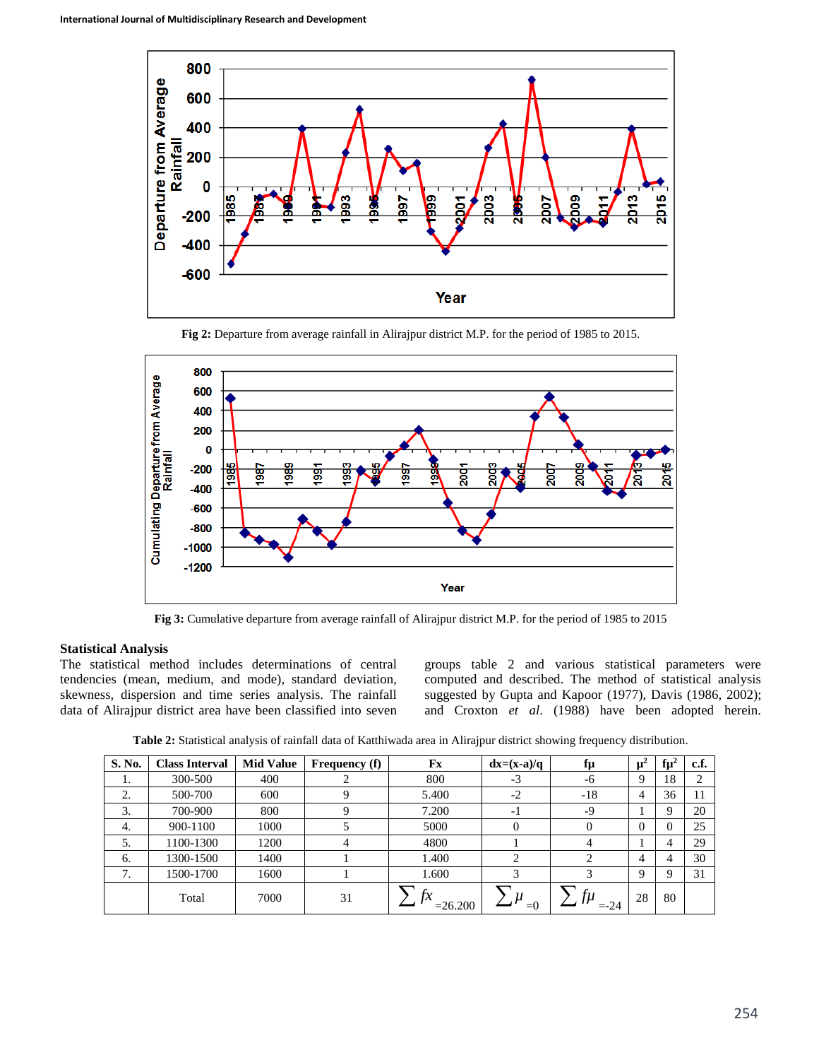Fig 2: Departure from average rainfall in Alirajpur district M.P. for the period of 1985 to 2015.

Fig 3: Cumulative departure from average rainfall of Alirajpur district M.P. for the period of 1985 to 2015

### Statistical Analysis

The statistical method includes determinations of central tendencies (mean, medium, and mode), standard deviation, skewness, dispersion and time series analysis. The rainfall data of Alirajpur district area have been classified into seven groups table 2 and various statistical parameters were computed and described. The method of statistical analysis suggested by Gupta and Kapoor (1977), Davis (1986, 2002); and Croxton *et al.* (1988) have been adopted herein.

**Table 2:** Statistical analysis of rainfall data of Katthiwada area in Alirajpur district showing frequency distribution.

| S. No. | Class Interval | Mid Value | Frequency (f) | Fx | dx=(x-a)/q | fμ | $\mu^2$ | $f\mu^2$ | c.f. |
|---|---|---|---|---|---|---|---|---|---|
| 1. | 300-500 | 400 | 2 | 800 | -3 | -6 | 9 | 18 | 2 |
| 2. | 500-700 | 600 | 9 | 5.400 | -2 | -18 | 4 | 36 | 11 |
| 3. | 700-900 | 800 | 9 | 7.200 | -1 | -9 | 1 | 9 | 20 |
| 4. | 900-1100 | 1000 | 5 | 5000 | 0 | 0 | 0 | 0 | 25 |
| 5. | 1100-1300 | 1200 | 4 | 4800 | 1 | 4 | 1 | 4 | 29 |
| 6. | 1300-1500 | 1400 | 1 | 1.400 | 2 | 2 | 4 | 4 | 30 |
| 7. | 1500-1700 | 1600 | 1 | 1.600 | 3 | 3 | 9 | 9 | 31 |
| | Total | 7000 | 31 | $\sum fx_{=26.200}$ | $\sum \mu_{=0}$ | $\sum f\mu_{=-24}$ | 28 | 80 | |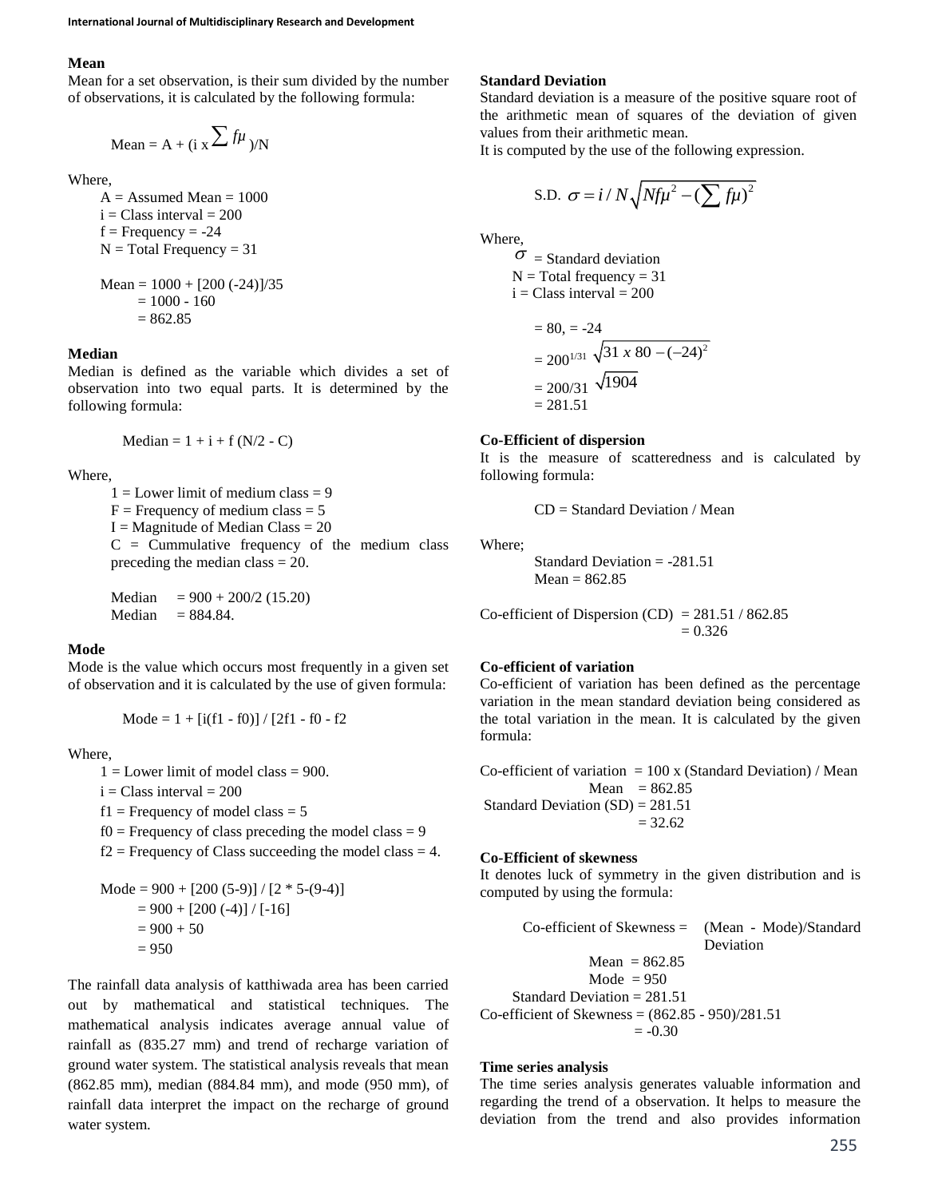### Mean

Mean for a set observation, is their sum divided by the number of observations, it is calculated by the following formula:

$$\text{Mean} = A + (i \times \sum f\mu)/N$$

Where,

A = Assumed Mean = 1000
i = Class interval = 200
f = Frequency = -24
N = Total Frequency = 31

Mean = 1000 + [200 (-24)]/35
= 1000 - 160
= 862.85

### Median

Median is defined as the variable which divides a set of observation into two equal parts. It is determined by the following formula:

Median = 1 + i + f (N/2 - C)

Where,

1 = Lower limit of medium class = 9
F = Frequency of medium class = 5
I = Magnitude of Median Class = 20
C = Cummulative frequency of the medium class preceding the median class = 20.

Median = 900 + 200/2 (15.20)
Median = 884.84.

### Mode

Mode is the value which occurs most frequently in a given set of observation and it is calculated by the use of given formula:

Mode = 1 + [i(f1 - f0)] / [2f1 - f0 - f2

Where,

1 = Lower limit of model class = 900.
i = Class interval = 200
f1 = Frequency of model class = 5
f0 = Frequency of class preceding the model class = 9
f2 = Frequency of Class succeeding the model class = 4.

Mode = 900 + [200 (5-9)] / [2 * 5-(9-4)]
= 900 + [200 (-4)] / [-16]
= 900 + 50
= 950

The rainfall data analysis of katthiwada area has been carried out by mathematical and statistical techniques. The mathematical analysis indicates average annual value of rainfall as (835.27 mm) and trend of recharge variation of ground water system. The statistical analysis reveals that mean (862.85 mm), median (884.84 mm), and mode (950 mm), of rainfall data interpret the impact on the recharge of ground water system.

### Standard Deviation

Standard deviation is a measure of the positive square root of the arithmetic mean of squares of the deviation of given values from their arithmetic mean.
It is computed by the use of the following expression.

$$\text{S.D. } \sigma = i / N\sqrt{Nf\mu^2 - (\sum f\mu)^2}$$

Where,

$\sigma$ = Standard deviation
N = Total frequency = 31
i = Class interval = 200

= 80, = -24
$= 200^{1/31} \sqrt{31 \; x \; 80 - (-24)^2}$
$= 200/31 \sqrt{1904}$
= 281.51

### Co-Efficient of dispersion

It is the measure of scatteredness and is calculated by following formula:

CD = Standard Deviation / Mean

Where;

Standard Deviation = -281.51
Mean = 862.85

Co-efficient of Dispersion (CD) = 281.51 / 862.85
= 0.326

### Co-efficient of variation

Co-efficient of variation has been defined as the percentage variation in the mean standard deviation being considered as the total variation in the mean. It is calculated by the given formula:

Co-efficient of variation = 100 x (Standard Deviation) / Mean
Mean = 862.85
Standard Deviation (SD) = 281.51
= 32.62

### Co-Efficient of skewness

It denotes luck of symmetry in the given distribution and is computed by using the formula:

Co-efficient of Skewness = (Mean - Mode)/Standard Deviation
Mean = 862.85
Mode = 950
Standard Deviation = 281.51
Co-efficient of Skewness = (862.85 - 950)/281.51
= -0.30

### Time series analysis

The time series analysis generates valuable information and regarding the trend of a observation. It helps to measure the deviation from the trend and also provides information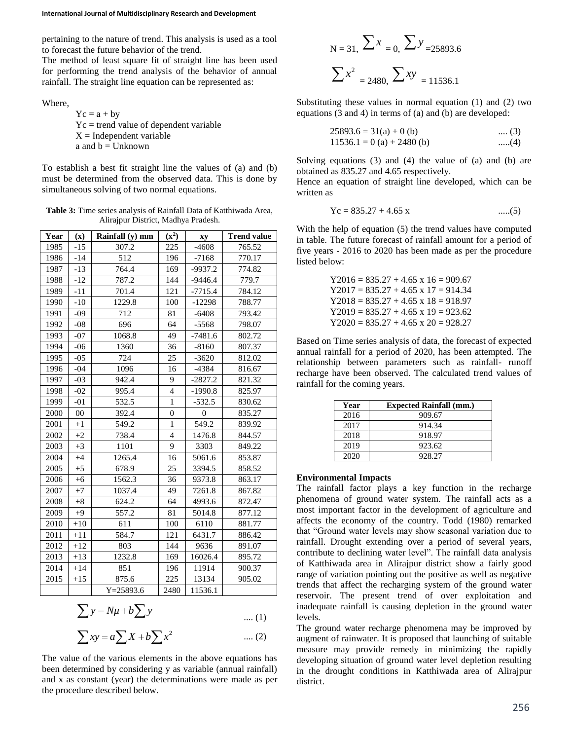pertaining to the nature of trend. This analysis is used as a tool to forecast the future behavior of the trend.

The method of least square fit of straight line has been used for performing the trend analysis of the behavior of annual rainfall. The straight line equation can be represented as:

Where,

Yc = a + by

Yc = trend value of dependent variable

X = Independent variable

a and b = Unknown

To establish a best fit straight line the values of (a) and (b) must be determined from the observed data. This is done by simultaneous solving of two normal equations.

**Table 3:** Time series analysis of Rainfall Data of Katthiwada Area, Alirajpur District, Madhya Pradesh.

| Year | (x) | Rainfall (y) mm | $(x^2)$ | xy | Trend value |
|---|---|---|---|---|---|
| 1985 | -15 | 307.2 | 225 | -4608 | 765.52 |
| 1986 | -14 | 512 | 196 | -7168 | 770.17 |
| 1987 | -13 | 764.4 | 169 | -9937.2 | 774.82 |
| 1988 | -12 | 787.2 | 144 | -9446.4 | 779.7 |
| 1989 | -11 | 701.4 | 121 | -7715.4 | 784.12 |
| 1990 | -10 | 1229.8 | 100 | -12298 | 788.77 |
| 1991 | -09 | 712 | 81 | -6408 | 793.42 |
| 1992 | -08 | 696 | 64 | -5568 | 798.07 |
| 1993 | -07 | 1068.8 | 49 | -7481.6 | 802.72 |
| 1994 | -06 | 1360 | 36 | -8160 | 807.37 |
| 1995 | -05 | 724 | 25 | -3620 | 812.02 |
| 1996 | -04 | 1096 | 16 | -4384 | 816.67 |
| 1997 | -03 | 942.4 | 9 | -2827.2 | 821.32 |
| 1998 | -02 | 995.4 | 4 | -1990.8 | 825.97 |
| 1999 | -01 | 532.5 | 1 | -532.5 | 830.62 |
| 2000 | 00 | 392.4 | 0 | 0 | 835.27 |
| 2001 | +1 | 549.2 | 1 | 549.2 | 839.92 |
| 2002 | +2 | 738.4 | 4 | 1476.8 | 844.57 |
| 2003 | +3 | 1101 | 9 | 3303 | 849.22 |
| 2004 | +4 | 1265.4 | 16 | 5061.6 | 853.87 |
| 2005 | +5 | 678.9 | 25 | 3394.5 | 858.52 |
| 2006 | +6 | 1562.3 | 36 | 9373.8 | 863.17 |
| 2007 | +7 | 1037.4 | 49 | 7261.8 | 867.82 |
| 2008 | +8 | 624.2 | 64 | 4993.6 | 872.47 |
| 2009 | +9 | 557.2 | 81 | 5014.8 | 877.12 |
| 2010 | +10 | 611 | 100 | 6110 | 881.77 |
| 2011 | +11 | 584.7 | 121 | 6431.7 | 886.42 |
| 2012 | +12 | 803 | 144 | 9636 | 891.07 |
| 2013 | +13 | 1232.8 | 169 | 16026.4 | 895.72 |
| 2014 | +14 | 851 | 196 | 11914 | 900.37 |
| 2015 | +15 | 875.6 | 225 | 13134 | 905.02 |
| | | Y=25893.6 | 2480 | 11536.1 | |

$$\sum y = N\mu + b\sum y \quad \text{.... (1)}$$

$$\sum xy = a\sum X + b\sum x^2 \quad \text{.... (2)}$$

The value of the various elements in the above equations has been determined by considering y as variable (annual rainfall) and x as constant (year) the determinations were made as per the procedure described below.

$$N = 31,\ \sum x = 0,\ \sum y = 25893.6$$

$$\sum x^2 = 2480,\ \sum xy = 11536.1$$

Substituting these values in normal equation (1) and (2) two equations (3 and 4) in terms of (a) and (b) are developed:

$$25893.6 = 31(a) + 0\,(b) \quad \text{.... (3)}$$

$$11536.1 = 0\,(a) + 2480\,(b) \quad \text{.....(4)}$$

Solving equations (3) and (4) the value of (a) and (b) are obtained as 835.27 and 4.65 respectively.

Hence an equation of straight line developed, which can be written as

$$Yc = 835.27 + 4.65\,x \quad \text{.....(5)}$$

With the help of equation (5) the trend values have computed in table. The future forecast of rainfall amount for a period of five years - 2016 to 2020 has been made as per the procedure listed below:

Y2016 = 835.27 + 4.65 x 16 = 909.67

Y2017 = 835.27 + 4.65 x 17 = 914.34

Y2018 = 835.27 + 4.65 x 18 = 918.97

Y2019 = 835.27 + 4.65 x 19 = 923.62

Y2020 = 835.27 + 4.65 x 20 = 928.27

Based on Time series analysis of data, the forecast of expected annual rainfall for a period of 2020, has been attempted. The relationship between parameters such as rainfall- runoff recharge have been observed. The calculated trend values of rainfall for the coming years.

| Year | Expected Rainfall (mm.) |
|---|---|
| 2016 | 909.67 |
| 2017 | 914.34 |
| 2018 | 918.97 |
| 2019 | 923.62 |
| 2020 | 928.27 |

**Environmental Impacts**

The rainfall factor plays a key function in the recharge phenomena of ground water system. The rainfall acts as a most important factor in the development of agriculture and affects the economy of the country. Todd (1980) remarked that "Ground water levels may show seasonal variation due to rainfall. Drought extending over a period of several years, contribute to declining water level". The rainfall data analysis of Katthiwada area in Alirajpur district show a fairly good range of variation pointing out the positive as well as negative trends that affect the recharging system of the ground water reservoir. The present trend of over exploitation and inadequate rainfall is causing depletion in the ground water levels.

The ground water recharge phenomena may be improved by augment of rainwater. It is proposed that launching of suitable measure may provide remedy in minimizing the rapidly developing situation of ground water level depletion resulting in the drought conditions in Katthiwada area of Alirajpur district.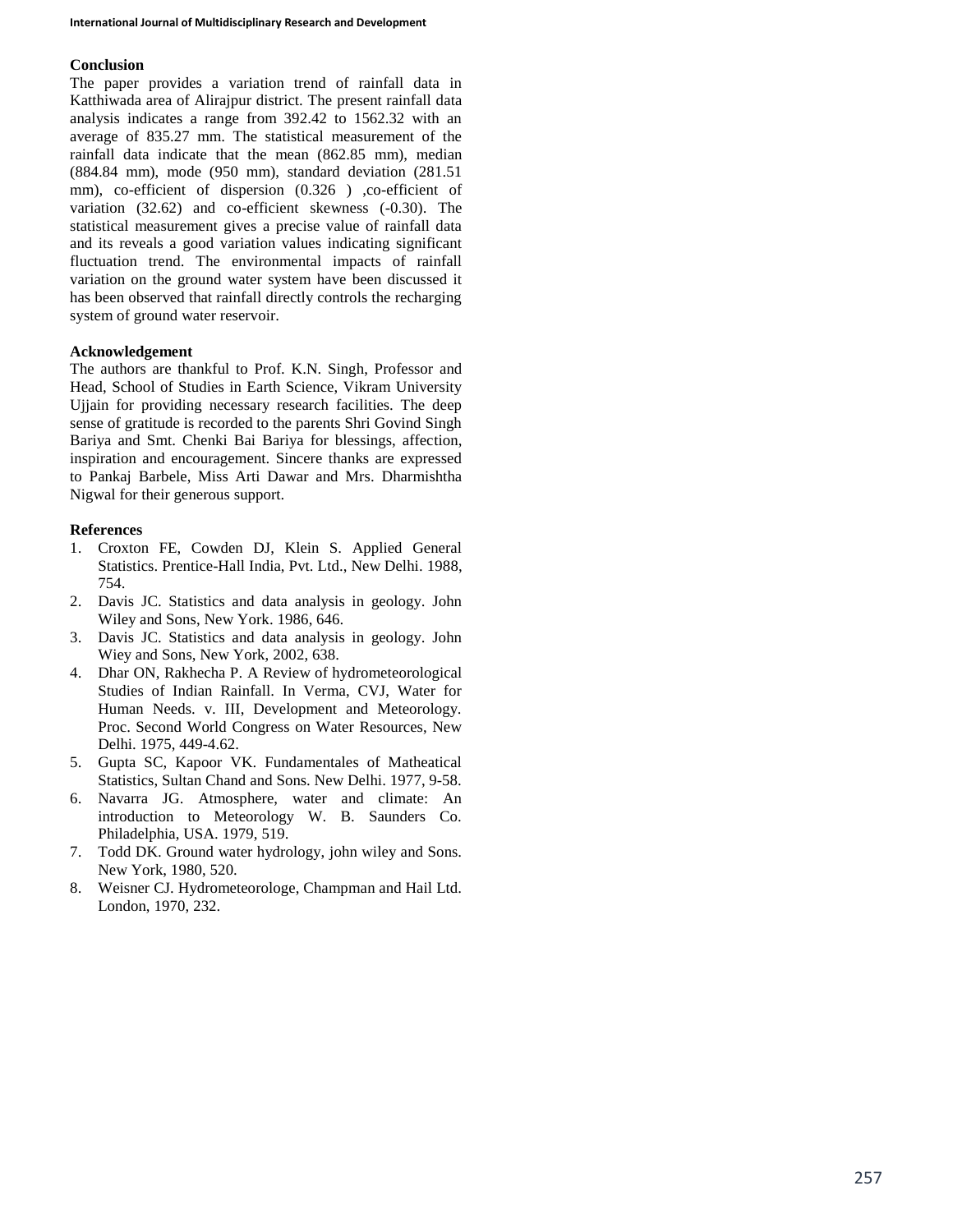## Conclusion

The paper provides a variation trend of rainfall data in Katthiwada area of Alirajpur district. The present rainfall data analysis indicates a range from 392.42 to 1562.32 with an average of 835.27 mm. The statistical measurement of the rainfall data indicate that the mean (862.85 mm), median (884.84 mm), mode (950 mm), standard deviation (281.51 mm), co-efficient of dispersion (0.326 ) ,co-efficient of variation (32.62) and co-efficient skewness (-0.30). The statistical measurement gives a precise value of rainfall data and its reveals a good variation values indicating significant fluctuation trend. The environmental impacts of rainfall variation on the ground water system have been discussed it has been observed that rainfall directly controls the recharging system of ground water reservoir.

## Acknowledgement

The authors are thankful to Prof. K.N. Singh, Professor and Head, School of Studies in Earth Science, Vikram University Ujjain for providing necessary research facilities. The deep sense of gratitude is recorded to the parents Shri Govind Singh Bariya and Smt. Chenki Bai Bariya for blessings, affection, inspiration and encouragement. Sincere thanks are expressed to Pankaj Barbele, Miss Arti Dawar and Mrs. Dharmishtha Nigwal for their generous support.

## References

1. Croxton FE, Cowden DJ, Klein S. Applied General Statistics. Prentice-Hall India, Pvt. Ltd., New Delhi. 1988, 754.
2. Davis JC. Statistics and data analysis in geology. John Wiley and Sons, New York. 1986, 646.
3. Davis JC. Statistics and data analysis in geology. John Wiey and Sons, New York, 2002, 638.
4. Dhar ON, Rakhecha P. A Review of hydrometeorological Studies of Indian Rainfall. In Verma, CVJ, Water for Human Needs. v. III, Development and Meteorology. Proc. Second World Congress on Water Resources, New Delhi. 1975, 449-4.62.
5. Gupta SC, Kapoor VK. Fundamentales of Matheatical Statistics, Sultan Chand and Sons. New Delhi. 1977, 9-58.
6. Navarra JG. Atmosphere, water and climate: An introduction to Meteorology W. B. Saunders Co. Philadelphia, USA. 1979, 519.
7. Todd DK. Ground water hydrology, john wiley and Sons. New York, 1980, 520.
8. Weisner CJ. Hydrometeorologe, Champman and Hail Ltd. London, 1970, 232.